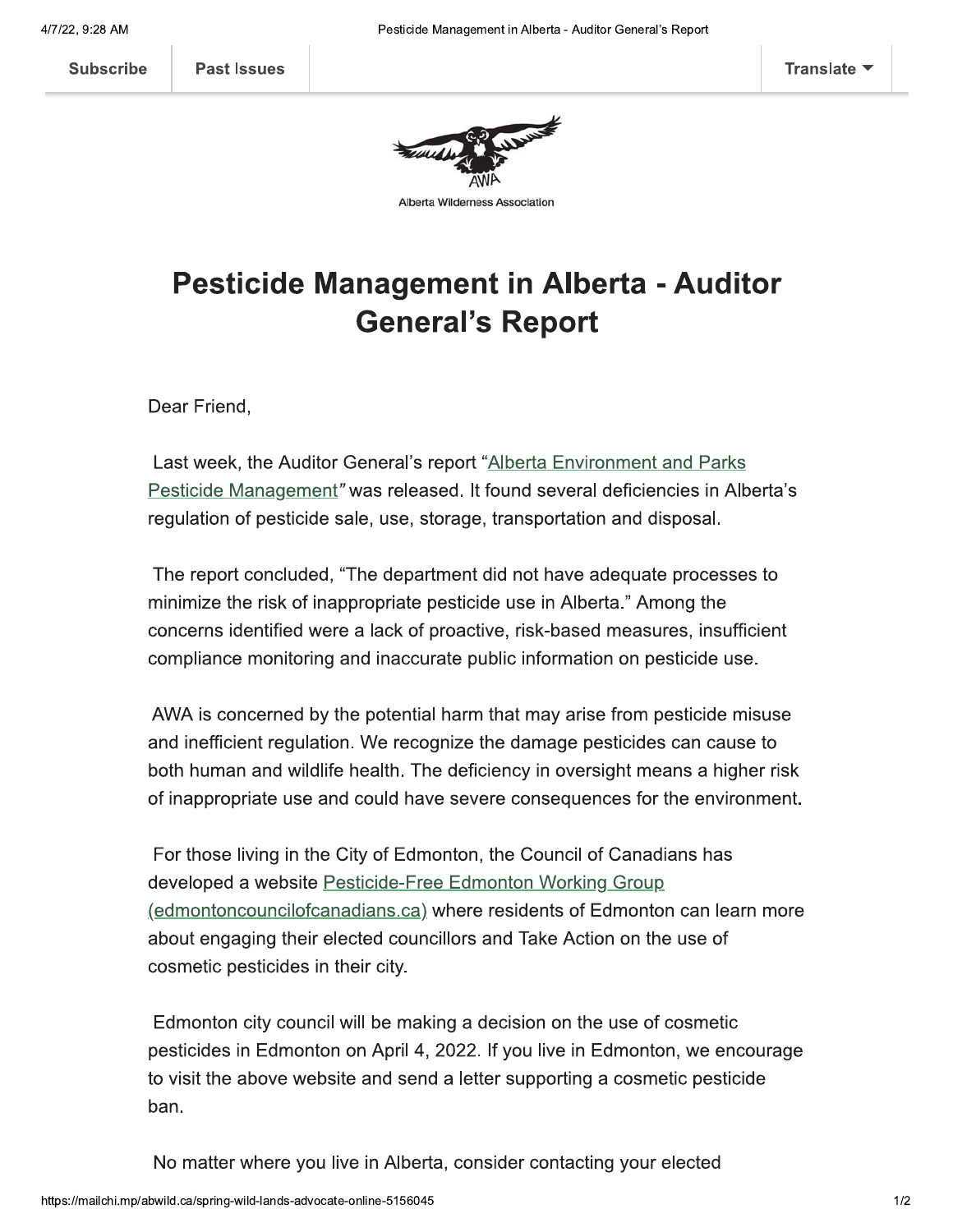Subscribe | Past Issues | Translate

Alberta Wilderness Association

# Pesticide Management in Alberta - Auditor General's Report

Dear Friend,

Last week, the Auditor General's report "[Alberta Environment and Parks Pesticide Management](#)" was released. It found several deficiencies in Alberta's regulation of pesticide sale, use, storage, transportation and disposal.

The report concluded, "The department did not have adequate processes to minimize the risk of inappropriate pesticide use in Alberta." Among the concerns identified were a lack of proactive, risk-based measures, insufficient compliance monitoring and inaccurate public information on pesticide use.

AWA is concerned by the potential harm that may arise from pesticide misuse and inefficient regulation. We recognize the damage pesticides can cause to both human and wildlife health. The deficiency in oversight means a higher risk of inappropriate use and could have severe consequences for the environment.

For those living in the City of Edmonton, the Council of Canadians has developed a website [Pesticide-Free Edmonton Working Group (edmontoncouncilofcanadians.ca)](#) where residents of Edmonton can learn more about engaging their elected councillors and Take Action on the use of cosmetic pesticides in their city.

Edmonton city council will be making a decision on the use of cosmetic pesticides in Edmonton on April 4, 2022. If you live in Edmonton, we encourage to visit the above website and send a letter supporting a cosmetic pesticide ban.

No matter where you live in Alberta, consider contacting your elected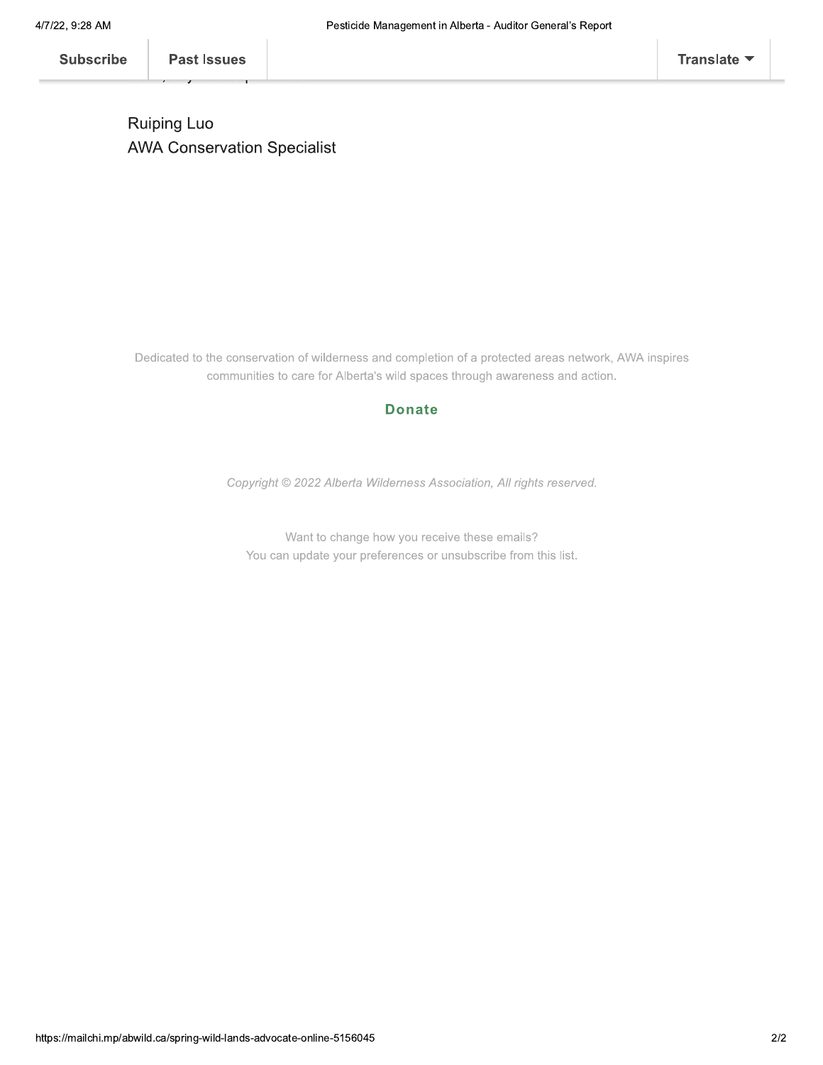Ruiping Luo
AWA Conservation Specialist

Dedicated to the conservation of wilderness and completion of a protected areas network, AWA inspires communities to care for Alberta's wild spaces through awareness and action.

**Donate**

*Copyright © 2022 Alberta Wilderness Association, All rights reserved.*

Want to change how you receive these emails?
You can update your preferences or unsubscribe from this list.